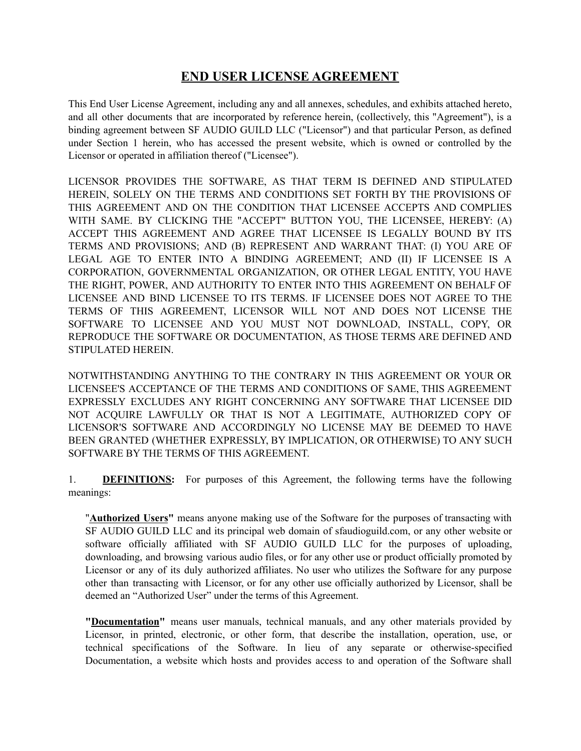# END USER LICENSE AGREEMENT

This End User License Agreement, including any and all annexes, schedules, and exhibits attached hereto, and all other documents that are incorporated by reference herein, (collectively, this "Agreement"), is a binding agreement between SF AUDIO GUILD LLC ("Licensor") and that particular Person, as defined under Section 1 herein, who has accessed the present website, which is owned or controlled by the Licensor or operated in affiliation thereof ("Licensee").

LICENSOR PROVIDES THE SOFTWARE, AS THAT TERM IS DEFINED AND STIPULATED HEREIN, SOLELY ON THE TERMS AND CONDITIONS SET FORTH BY THE PROVISIONS OF THIS AGREEMENT AND ON THE CONDITION THAT LICENSEE ACCEPTS AND COMPLIES WITH SAME. BY CLICKING THE "ACCEPT" BUTTON YOU, THE LICENSEE, HEREBY: (A) ACCEPT THIS AGREEMENT AND AGREE THAT LICENSEE IS LEGALLY BOUND BY ITS TERMS AND PROVISIONS; AND (B) REPRESENT AND WARRANT THAT: (I) YOU ARE OF LEGAL AGE TO ENTER INTO A BINDING AGREEMENT; AND (II) IF LICENSEE IS A CORPORATION, GOVERNMENTAL ORGANIZATION, OR OTHER LEGAL ENTITY, YOU HAVE THE RIGHT, POWER, AND AUTHORITY TO ENTER INTO THIS AGREEMENT ON BEHALF OF LICENSEE AND BIND LICENSEE TO ITS TERMS. IF LICENSEE DOES NOT AGREE TO THE TERMS OF THIS AGREEMENT, LICENSOR WILL NOT AND DOES NOT LICENSE THE SOFTWARE TO LICENSEE AND YOU MUST NOT DOWNLOAD, INSTALL, COPY, OR REPRODUCE THE SOFTWARE OR DOCUMENTATION, AS THOSE TERMS ARE DEFINED AND STIPULATED HEREIN.

NOTWITHSTANDING ANYTHING TO THE CONTRARY IN THIS AGREEMENT OR YOUR OR LICENSEE'S ACCEPTANCE OF THE TERMS AND CONDITIONS OF SAME, THIS AGREEMENT EXPRESSLY EXCLUDES ANY RIGHT CONCERNING ANY SOFTWARE THAT LICENSEE DID NOT ACQUIRE LAWFULLY OR THAT IS NOT A LEGITIMATE, AUTHORIZED COPY OF LICENSOR'S SOFTWARE AND ACCORDINGLY NO LICENSE MAY BE DEEMED TO HAVE BEEN GRANTED (WHETHER EXPRESSLY, BY IMPLICATION, OR OTHERWISE) TO ANY SUCH SOFTWARE BY THE TERMS OF THIS AGREEMENT.

1. **DEFINITIONS:** For purposes of this Agreement, the following terms have the following meanings:

"**Authorized Users"** means anyone making use of the Software for the purposes of transacting with SF AUDIO GUILD LLC and its principal web domain of sfaudioguild.com, or any other website or software officially affiliated with SF AUDIO GUILD LLC for the purposes of uploading, downloading, and browsing various audio files, or for any other use or product officially promoted by Licensor or any of its duly authorized affiliates. No user who utilizes the Software for any purpose other than transacting with Licensor, or for any other use officially authorized by Licensor, shall be deemed an "Authorized User" under the terms of this Agreement.

**"Documentation"** means user manuals, technical manuals, and any other materials provided by Licensor, in printed, electronic, or other form, that describe the installation, operation, use, or technical specifications of the Software. In lieu of any separate or otherwise-specified Documentation, a website which hosts and provides access to and operation of the Software shall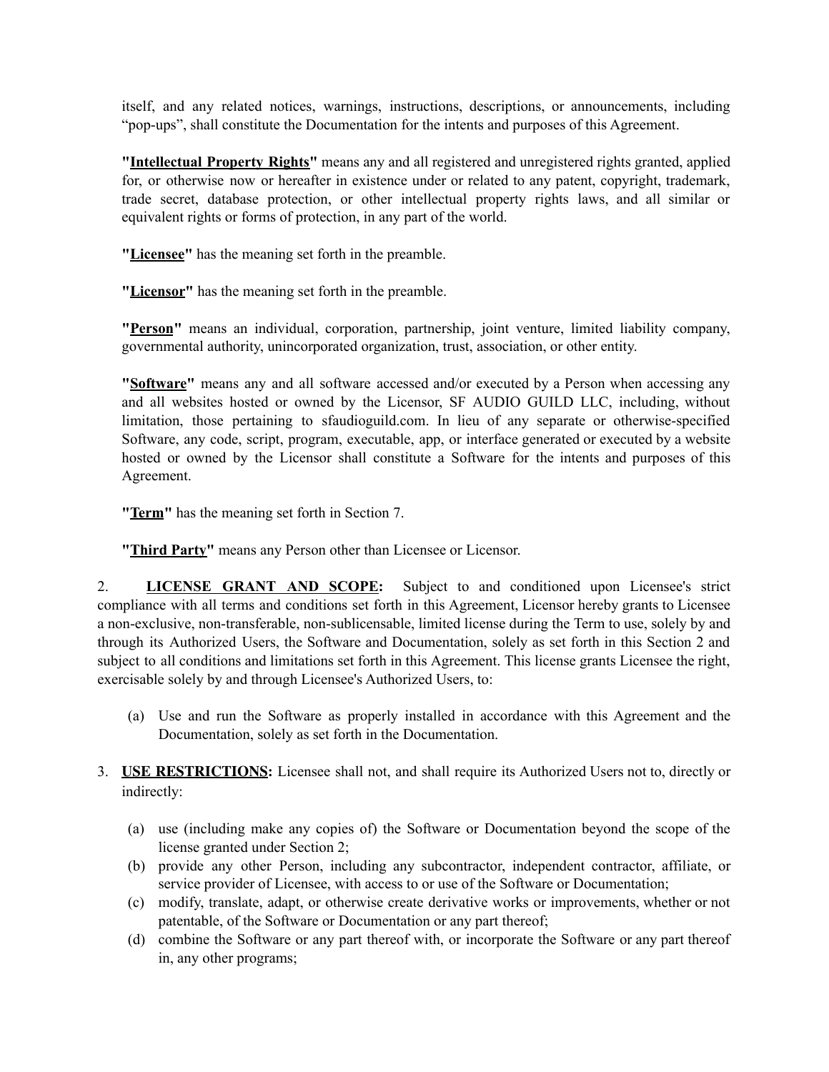itself, and any related notices, warnings, instructions, descriptions, or announcements, including "pop-ups", shall constitute the Documentation for the intents and purposes of this Agreement.

**"Intellectual Property Rights"** means any and all registered and unregistered rights granted, applied for, or otherwise now or hereafter in existence under or related to any patent, copyright, trademark, trade secret, database protection, or other intellectual property rights laws, and all similar or equivalent rights or forms of protection, in any part of the world.

**"Licensee"** has the meaning set forth in the preamble.

**"Licensor"** has the meaning set forth in the preamble.

**"Person"** means an individual, corporation, partnership, joint venture, limited liability company, governmental authority, unincorporated organization, trust, association, or other entity.

**"Software"** means any and all software accessed and/or executed by a Person when accessing any and all websites hosted or owned by the Licensor, SF AUDIO GUILD LLC, including, without limitation, those pertaining to sfaudioguild.com. In lieu of any separate or otherwise-specified Software, any code, script, program, executable, app, or interface generated or executed by a website hosted or owned by the Licensor shall constitute a Software for the intents and purposes of this Agreement.

**"Term"** has the meaning set forth in Section 7.

**"Third Party"** means any Person other than Licensee or Licensor.

2. **LICENSE GRANT AND SCOPE:** Subject to and conditioned upon Licensee's strict compliance with all terms and conditions set forth in this Agreement, Licensor hereby grants to Licensee a non-exclusive, non-transferable, non-sublicensable, limited license during the Term to use, solely by and through its Authorized Users, the Software and Documentation, solely as set forth in this Section 2 and subject to all conditions and limitations set forth in this Agreement. This license grants Licensee the right, exercisable solely by and through Licensee's Authorized Users, to:

   (a) Use and run the Software as properly installed in accordance with this Agreement and the Documentation, solely as set forth in the Documentation.

3. **USE RESTRICTIONS:** Licensee shall not, and shall require its Authorized Users not to, directly or indirectly:

   (a) use (including make any copies of) the Software or Documentation beyond the scope of the license granted under Section 2;
   (b) provide any other Person, including any subcontractor, independent contractor, affiliate, or service provider of Licensee, with access to or use of the Software or Documentation;
   (c) modify, translate, adapt, or otherwise create derivative works or improvements, whether or not patentable, of the Software or Documentation or any part thereof;
   (d) combine the Software or any part thereof with, or incorporate the Software or any part thereof in, any other programs;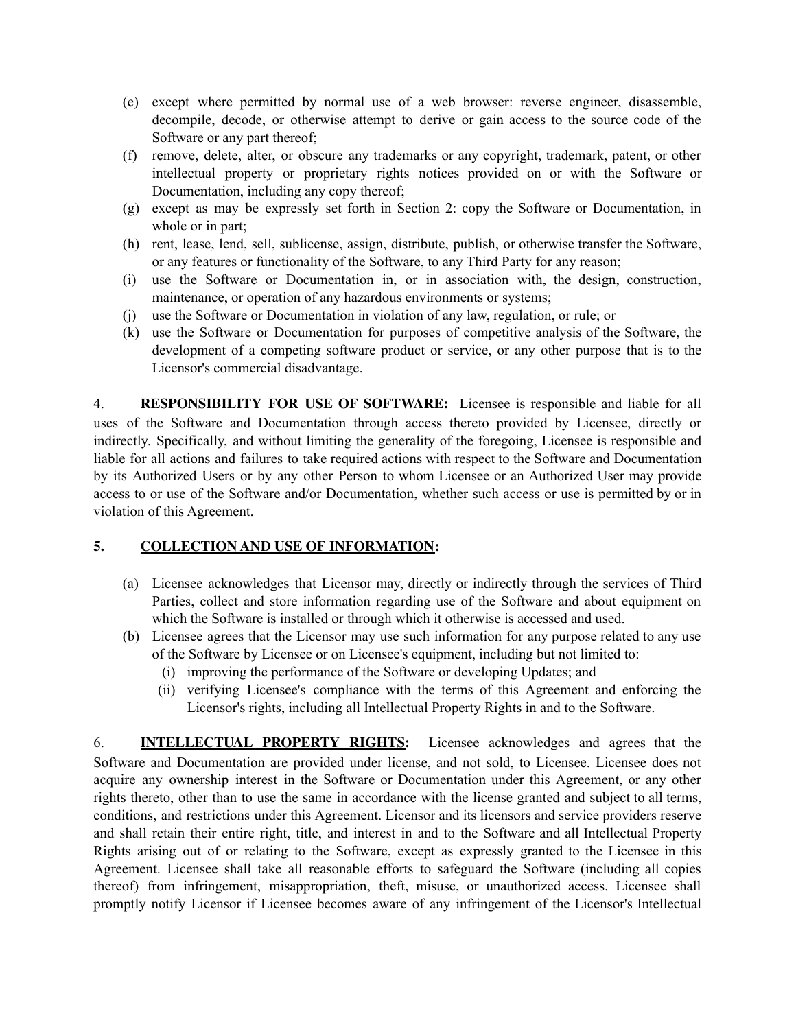(e) except where permitted by normal use of a web browser: reverse engineer, disassemble, decompile, decode, or otherwise attempt to derive or gain access to the source code of the Software or any part thereof;

(f) remove, delete, alter, or obscure any trademarks or any copyright, trademark, patent, or other intellectual property or proprietary rights notices provided on or with the Software or Documentation, including any copy thereof;

(g) except as may be expressly set forth in Section 2: copy the Software or Documentation, in whole or in part;

(h) rent, lease, lend, sell, sublicense, assign, distribute, publish, or otherwise transfer the Software, or any features or functionality of the Software, to any Third Party for any reason;

(i) use the Software or Documentation in, or in association with, the design, construction, maintenance, or operation of any hazardous environments or systems;

(j) use the Software or Documentation in violation of any law, regulation, or rule; or

(k) use the Software or Documentation for purposes of competitive analysis of the Software, the development of a competing software product or service, or any other purpose that is to the Licensor's commercial disadvantage.

4. **RESPONSIBILITY FOR USE OF SOFTWARE:** Licensee is responsible and liable for all uses of the Software and Documentation through access thereto provided by Licensee, directly or indirectly. Specifically, and without limiting the generality of the foregoing, Licensee is responsible and liable for all actions and failures to take required actions with respect to the Software and Documentation by its Authorized Users or by any other Person to whom Licensee or an Authorized User may provide access to or use of the Software and/or Documentation, whether such access or use is permitted by or in violation of this Agreement.

**5. COLLECTION AND USE OF INFORMATION:**

(a) Licensee acknowledges that Licensor may, directly or indirectly through the services of Third Parties, collect and store information regarding use of the Software and about equipment on which the Software is installed or through which it otherwise is accessed and used.

(b) Licensee agrees that the Licensor may use such information for any purpose related to any use of the Software by Licensee or on Licensee's equipment, including but not limited to:

   (i) improving the performance of the Software or developing Updates; and

   (ii) verifying Licensee's compliance with the terms of this Agreement and enforcing the Licensor's rights, including all Intellectual Property Rights in and to the Software.

6. **INTELLECTUAL PROPERTY RIGHTS:** Licensee acknowledges and agrees that the Software and Documentation are provided under license, and not sold, to Licensee. Licensee does not acquire any ownership interest in the Software or Documentation under this Agreement, or any other rights thereto, other than to use the same in accordance with the license granted and subject to all terms, conditions, and restrictions under this Agreement. Licensor and its licensors and service providers reserve and shall retain their entire right, title, and interest in and to the Software and all Intellectual Property Rights arising out of or relating to the Software, except as expressly granted to the Licensee in this Agreement. Licensee shall take all reasonable efforts to safeguard the Software (including all copies thereof) from infringement, misappropriation, theft, misuse, or unauthorized access. Licensee shall promptly notify Licensor if Licensee becomes aware of any infringement of the Licensor's Intellectual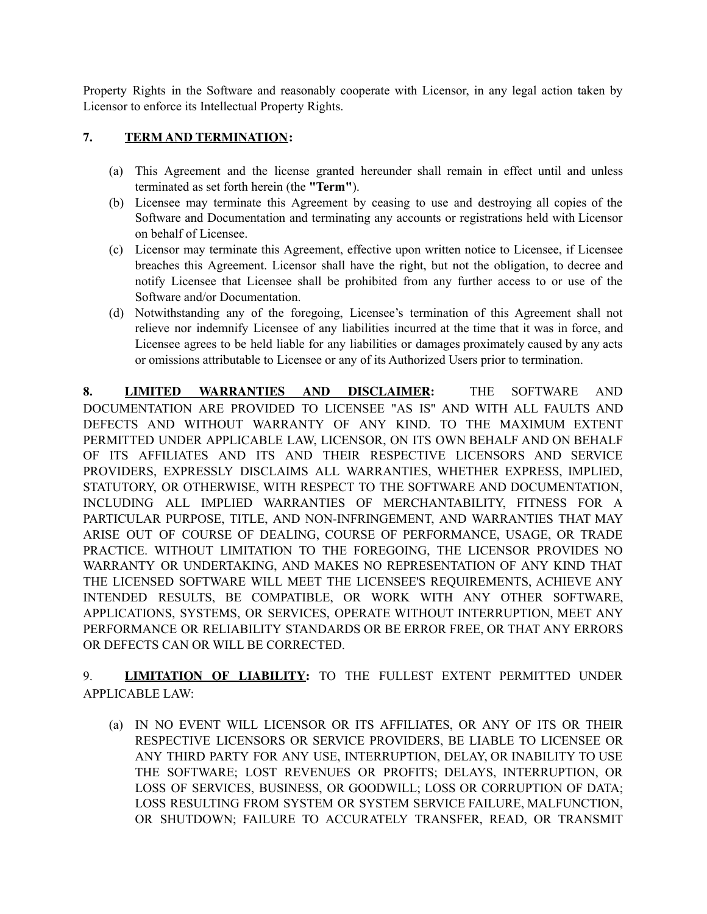Property Rights in the Software and reasonably cooperate with Licensor, in any legal action taken by Licensor to enforce its Intellectual Property Rights.

**7. TERM AND TERMINATION:**

(a) This Agreement and the license granted hereunder shall remain in effect until and unless terminated as set forth herein (the **"Term"**).

(b) Licensee may terminate this Agreement by ceasing to use and destroying all copies of the Software and Documentation and terminating any accounts or registrations held with Licensor on behalf of Licensee.

(c) Licensor may terminate this Agreement, effective upon written notice to Licensee, if Licensee breaches this Agreement. Licensor shall have the right, but not the obligation, to decree and notify Licensee that Licensee shall be prohibited from any further access to or use of the Software and/or Documentation.

(d) Notwithstanding any of the foregoing, Licensee's termination of this Agreement shall not relieve nor indemnify Licensee of any liabilities incurred at the time that it was in force, and Licensee agrees to be held liable for any liabilities or damages proximately caused by any acts or omissions attributable to Licensee or any of its Authorized Users prior to termination.

**8. LIMITED WARRANTIES AND DISCLAIMER:** THE SOFTWARE AND DOCUMENTATION ARE PROVIDED TO LICENSEE "AS IS" AND WITH ALL FAULTS AND DEFECTS AND WITHOUT WARRANTY OF ANY KIND. TO THE MAXIMUM EXTENT PERMITTED UNDER APPLICABLE LAW, LICENSOR, ON ITS OWN BEHALF AND ON BEHALF OF ITS AFFILIATES AND ITS AND THEIR RESPECTIVE LICENSORS AND SERVICE PROVIDERS, EXPRESSLY DISCLAIMS ALL WARRANTIES, WHETHER EXPRESS, IMPLIED, STATUTORY, OR OTHERWISE, WITH RESPECT TO THE SOFTWARE AND DOCUMENTATION, INCLUDING ALL IMPLIED WARRANTIES OF MERCHANTABILITY, FITNESS FOR A PARTICULAR PURPOSE, TITLE, AND NON-INFRINGEMENT, AND WARRANTIES THAT MAY ARISE OUT OF COURSE OF DEALING, COURSE OF PERFORMANCE, USAGE, OR TRADE PRACTICE. WITHOUT LIMITATION TO THE FOREGOING, THE LICENSOR PROVIDES NO WARRANTY OR UNDERTAKING, AND MAKES NO REPRESENTATION OF ANY KIND THAT THE LICENSED SOFTWARE WILL MEET THE LICENSEE'S REQUIREMENTS, ACHIEVE ANY INTENDED RESULTS, BE COMPATIBLE, OR WORK WITH ANY OTHER SOFTWARE, APPLICATIONS, SYSTEMS, OR SERVICES, OPERATE WITHOUT INTERRUPTION, MEET ANY PERFORMANCE OR RELIABILITY STANDARDS OR BE ERROR FREE, OR THAT ANY ERRORS OR DEFECTS CAN OR WILL BE CORRECTED.

9. **LIMITATION OF LIABILITY:** TO THE FULLEST EXTENT PERMITTED UNDER APPLICABLE LAW:

(a) IN NO EVENT WILL LICENSOR OR ITS AFFILIATES, OR ANY OF ITS OR THEIR RESPECTIVE LICENSORS OR SERVICE PROVIDERS, BE LIABLE TO LICENSEE OR ANY THIRD PARTY FOR ANY USE, INTERRUPTION, DELAY, OR INABILITY TO USE THE SOFTWARE; LOST REVENUES OR PROFITS; DELAYS, INTERRUPTION, OR LOSS OF SERVICES, BUSINESS, OR GOODWILL; LOSS OR CORRUPTION OF DATA; LOSS RESULTING FROM SYSTEM OR SYSTEM SERVICE FAILURE, MALFUNCTION, OR SHUTDOWN; FAILURE TO ACCURATELY TRANSFER, READ, OR TRANSMIT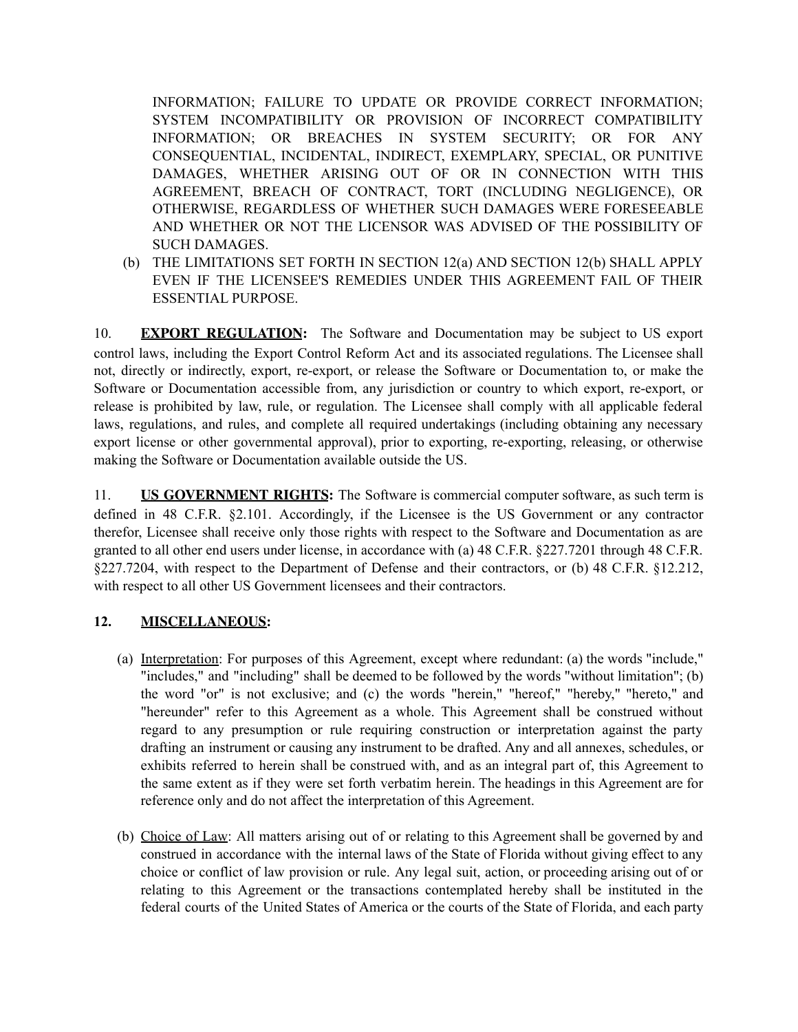INFORMATION; FAILURE TO UPDATE OR PROVIDE CORRECT INFORMATION; SYSTEM INCOMPATIBILITY OR PROVISION OF INCORRECT COMPATIBILITY INFORMATION; OR BREACHES IN SYSTEM SECURITY; OR FOR ANY CONSEQUENTIAL, INCIDENTAL, INDIRECT, EXEMPLARY, SPECIAL, OR PUNITIVE DAMAGES, WHETHER ARISING OUT OF OR IN CONNECTION WITH THIS AGREEMENT, BREACH OF CONTRACT, TORT (INCLUDING NEGLIGENCE), OR OTHERWISE, REGARDLESS OF WHETHER SUCH DAMAGES WERE FORESEEABLE AND WHETHER OR NOT THE LICENSOR WAS ADVISED OF THE POSSIBILITY OF SUCH DAMAGES.

(b) THE LIMITATIONS SET FORTH IN SECTION 12(a) AND SECTION 12(b) SHALL APPLY EVEN IF THE LICENSEE'S REMEDIES UNDER THIS AGREEMENT FAIL OF THEIR ESSENTIAL PURPOSE.

10. **EXPORT REGULATION:** The Software and Documentation may be subject to US export control laws, including the Export Control Reform Act and its associated regulations. The Licensee shall not, directly or indirectly, export, re-export, or release the Software or Documentation to, or make the Software or Documentation accessible from, any jurisdiction or country to which export, re-export, or release is prohibited by law, rule, or regulation. The Licensee shall comply with all applicable federal laws, regulations, and rules, and complete all required undertakings (including obtaining any necessary export license or other governmental approval), prior to exporting, re-exporting, releasing, or otherwise making the Software or Documentation available outside the US.

11. **US GOVERNMENT RIGHTS:** The Software is commercial computer software, as such term is defined in 48 C.F.R. §2.101. Accordingly, if the Licensee is the US Government or any contractor therefor, Licensee shall receive only those rights with respect to the Software and Documentation as are granted to all other end users under license, in accordance with (a) 48 C.F.R. §227.7201 through 48 C.F.R. §227.7204, with respect to the Department of Defense and their contractors, or (b) 48 C.F.R. §12.212, with respect to all other US Government licensees and their contractors.

**12. MISCELLANEOUS:**

(a) Interpretation: For purposes of this Agreement, except where redundant: (a) the words "include," "includes," and "including" shall be deemed to be followed by the words "without limitation"; (b) the word "or" is not exclusive; and (c) the words "herein," "hereof," "hereby," "hereto," and "hereunder" refer to this Agreement as a whole. This Agreement shall be construed without regard to any presumption or rule requiring construction or interpretation against the party drafting an instrument or causing any instrument to be drafted. Any and all annexes, schedules, or exhibits referred to herein shall be construed with, and as an integral part of, this Agreement to the same extent as if they were set forth verbatim herein. The headings in this Agreement are for reference only and do not affect the interpretation of this Agreement.

(b) Choice of Law: All matters arising out of or relating to this Agreement shall be governed by and construed in accordance with the internal laws of the State of Florida without giving effect to any choice or conflict of law provision or rule. Any legal suit, action, or proceeding arising out of or relating to this Agreement or the transactions contemplated hereby shall be instituted in the federal courts of the United States of America or the courts of the State of Florida, and each party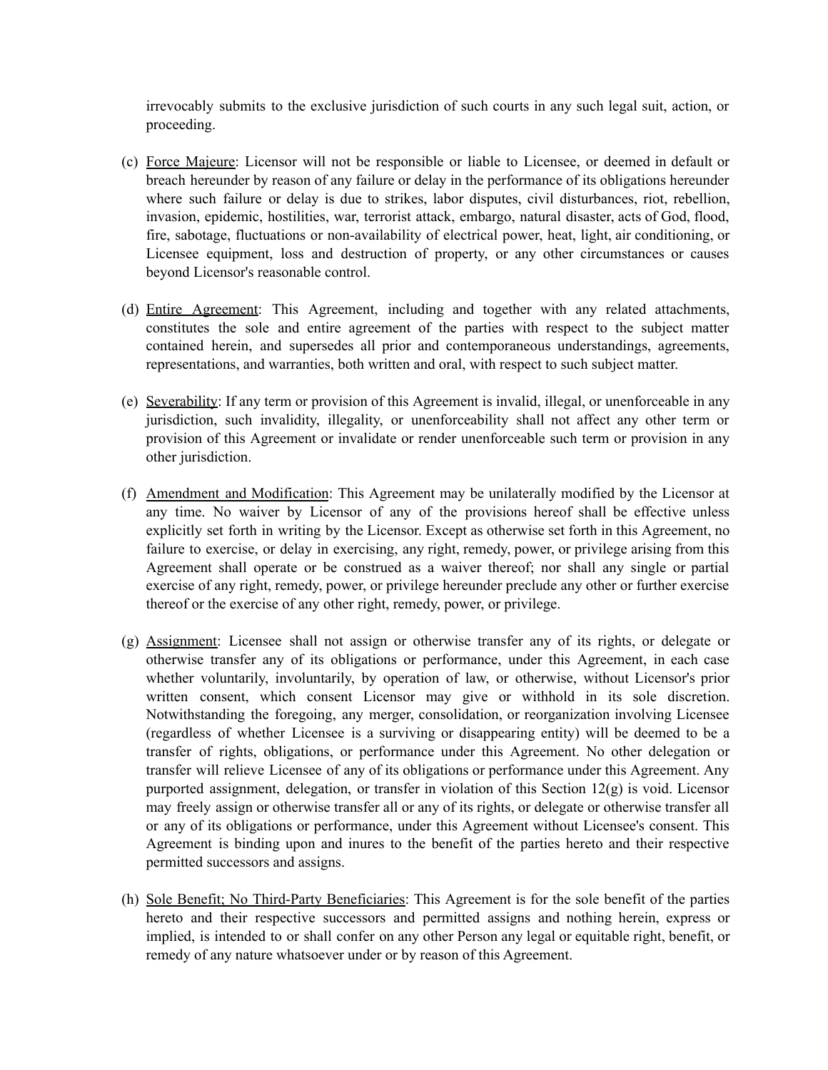irrevocably submits to the exclusive jurisdiction of such courts in any such legal suit, action, or proceeding.

(c) Force Majeure: Licensor will not be responsible or liable to Licensee, or deemed in default or breach hereunder by reason of any failure or delay in the performance of its obligations hereunder where such failure or delay is due to strikes, labor disputes, civil disturbances, riot, rebellion, invasion, epidemic, hostilities, war, terrorist attack, embargo, natural disaster, acts of God, flood, fire, sabotage, fluctuations or non-availability of electrical power, heat, light, air conditioning, or Licensee equipment, loss and destruction of property, or any other circumstances or causes beyond Licensor's reasonable control.

(d) Entire Agreement: This Agreement, including and together with any related attachments, constitutes the sole and entire agreement of the parties with respect to the subject matter contained herein, and supersedes all prior and contemporaneous understandings, agreements, representations, and warranties, both written and oral, with respect to such subject matter.

(e) Severability: If any term or provision of this Agreement is invalid, illegal, or unenforceable in any jurisdiction, such invalidity, illegality, or unenforceability shall not affect any other term or provision of this Agreement or invalidate or render unenforceable such term or provision in any other jurisdiction.

(f) Amendment and Modification: This Agreement may be unilaterally modified by the Licensor at any time. No waiver by Licensor of any of the provisions hereof shall be effective unless explicitly set forth in writing by the Licensor. Except as otherwise set forth in this Agreement, no failure to exercise, or delay in exercising, any right, remedy, power, or privilege arising from this Agreement shall operate or be construed as a waiver thereof; nor shall any single or partial exercise of any right, remedy, power, or privilege hereunder preclude any other or further exercise thereof or the exercise of any other right, remedy, power, or privilege.

(g) Assignment: Licensee shall not assign or otherwise transfer any of its rights, or delegate or otherwise transfer any of its obligations or performance, under this Agreement, in each case whether voluntarily, involuntarily, by operation of law, or otherwise, without Licensor's prior written consent, which consent Licensor may give or withhold in its sole discretion. Notwithstanding the foregoing, any merger, consolidation, or reorganization involving Licensee (regardless of whether Licensee is a surviving or disappearing entity) will be deemed to be a transfer of rights, obligations, or performance under this Agreement. No other delegation or transfer will relieve Licensee of any of its obligations or performance under this Agreement. Any purported assignment, delegation, or transfer in violation of this Section 12(g) is void. Licensor may freely assign or otherwise transfer all or any of its rights, or delegate or otherwise transfer all or any of its obligations or performance, under this Agreement without Licensee's consent. This Agreement is binding upon and inures to the benefit of the parties hereto and their respective permitted successors and assigns.

(h) Sole Benefit; No Third-Party Beneficiaries: This Agreement is for the sole benefit of the parties hereto and their respective successors and permitted assigns and nothing herein, express or implied, is intended to or shall confer on any other Person any legal or equitable right, benefit, or remedy of any nature whatsoever under or by reason of this Agreement.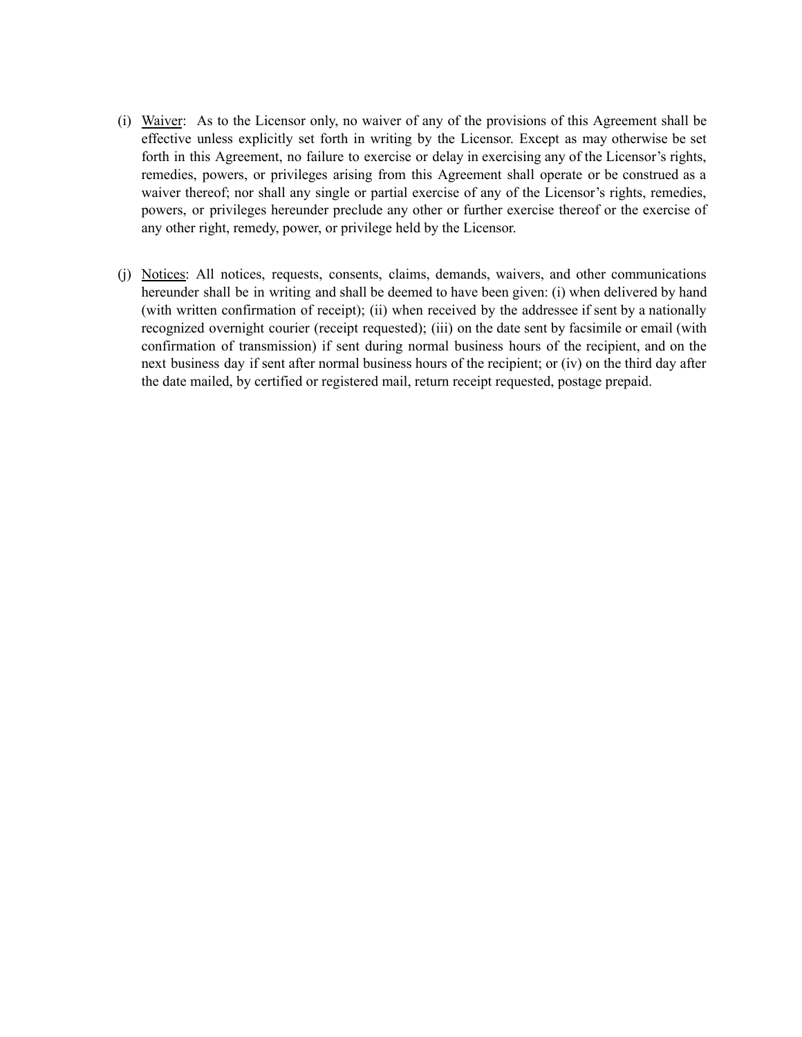(i) Waiver: As to the Licensor only, no waiver of any of the provisions of this Agreement shall be effective unless explicitly set forth in writing by the Licensor. Except as may otherwise be set forth in this Agreement, no failure to exercise or delay in exercising any of the Licensor's rights, remedies, powers, or privileges arising from this Agreement shall operate or be construed as a waiver thereof; nor shall any single or partial exercise of any of the Licensor's rights, remedies, powers, or privileges hereunder preclude any other or further exercise thereof or the exercise of any other right, remedy, power, or privilege held by the Licensor.

(j) Notices: All notices, requests, consents, claims, demands, waivers, and other communications hereunder shall be in writing and shall be deemed to have been given: (i) when delivered by hand (with written confirmation of receipt); (ii) when received by the addressee if sent by a nationally recognized overnight courier (receipt requested); (iii) on the date sent by facsimile or email (with confirmation of transmission) if sent during normal business hours of the recipient, and on the next business day if sent after normal business hours of the recipient; or (iv) on the third day after the date mailed, by certified or registered mail, return receipt requested, postage prepaid.